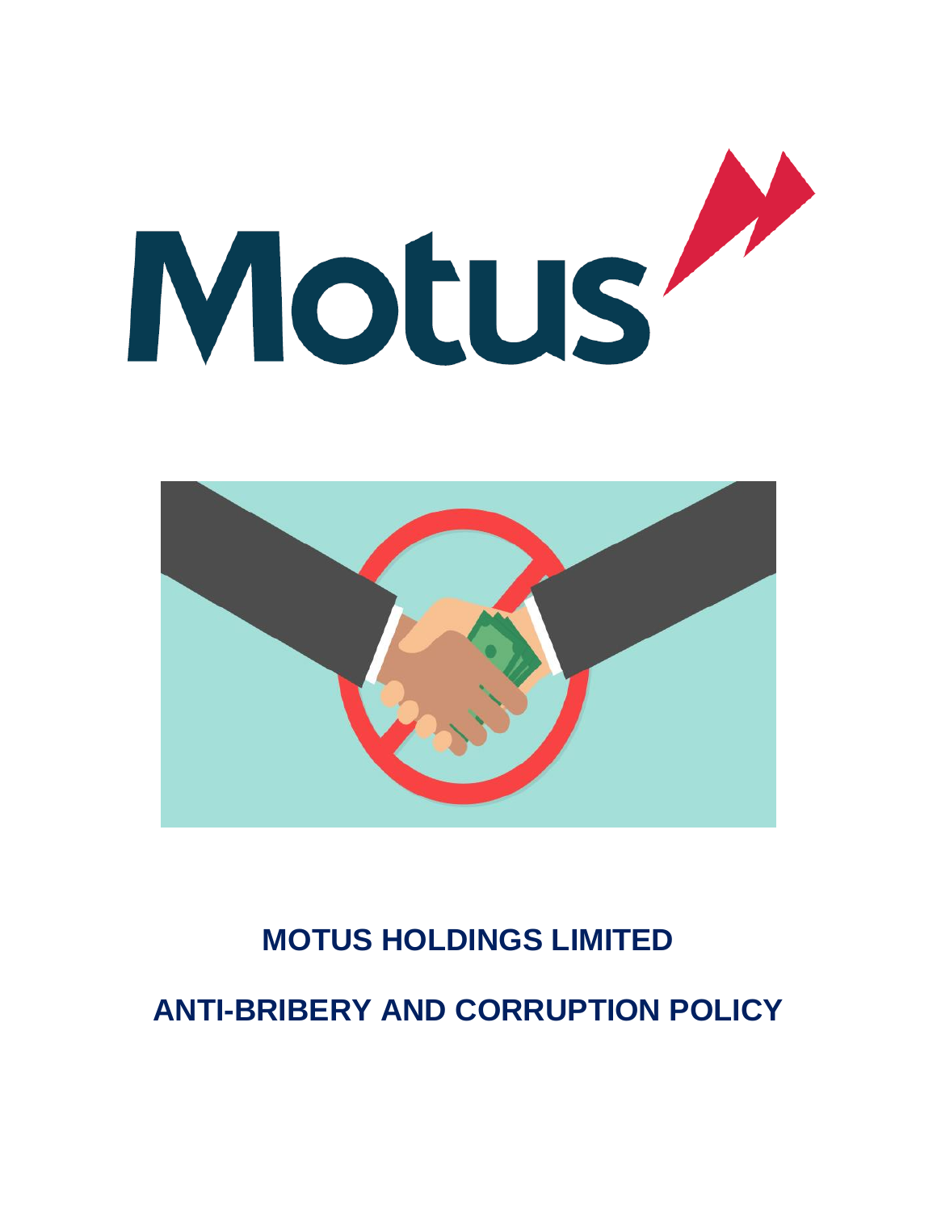# MOTUS HOLDINGS LIMITED

# ANTI-BRIBERY AND CORRUPTION POLICY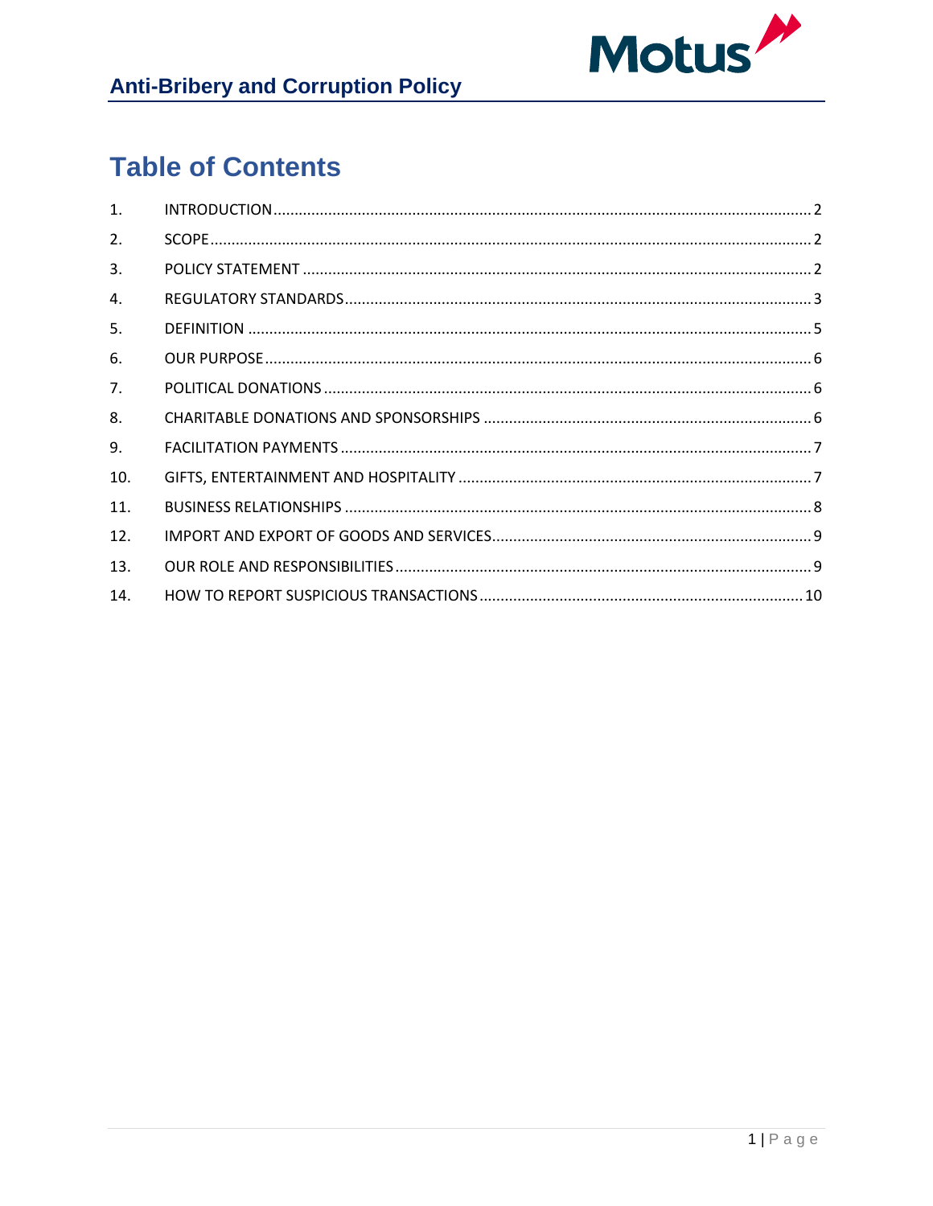# Table of Contents

1. INTRODUCTION ........ 2
2. SCOPE ........ 2
3. POLICY STATEMENT ........ 2
4. REGULATORY STANDARDS ........ 3
5. DEFINITION ........ 5
6. OUR PURPOSE ........ 6
7. POLITICAL DONATIONS ........ 6
8. CHARITABLE DONATIONS AND SPONSORSHIPS ........ 6
9. FACILITATION PAYMENTS ........ 7
10. GIFTS, ENTERTAINMENT AND HOSPITALITY ........ 7
11. BUSINESS RELATIONSHIPS ........ 8
12. IMPORT AND EXPORT OF GOODS AND SERVICES ........ 9
13. OUR ROLE AND RESPONSIBILITIES ........ 9
14. HOW TO REPORT SUSPICIOUS TRANSACTIONS ........ 10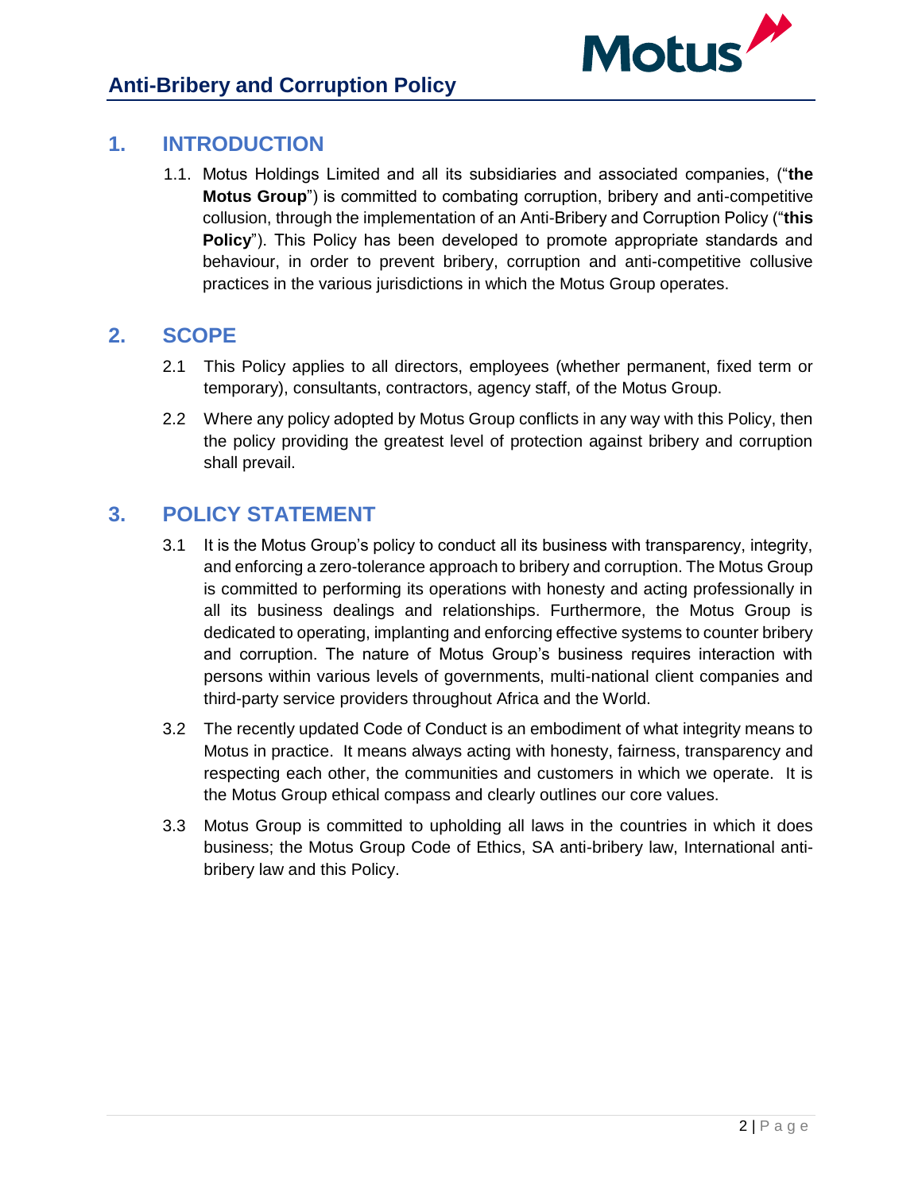## 1. INTRODUCTION

1.1. Motus Holdings Limited and all its subsidiaries and associated companies, ("**the Motus Group**") is committed to combating corruption, bribery and anti-competitive collusion, through the implementation of an Anti-Bribery and Corruption Policy ("**this Policy**"). This Policy has been developed to promote appropriate standards and behaviour, in order to prevent bribery, corruption and anti-competitive collusive practices in the various jurisdictions in which the Motus Group operates.

## 2. SCOPE

2.1 This Policy applies to all directors, employees (whether permanent, fixed term or temporary), consultants, contractors, agency staff, of the Motus Group.

2.2 Where any policy adopted by Motus Group conflicts in any way with this Policy, then the policy providing the greatest level of protection against bribery and corruption shall prevail.

## 3. POLICY STATEMENT

3.1 It is the Motus Group's policy to conduct all its business with transparency, integrity, and enforcing a zero-tolerance approach to bribery and corruption. The Motus Group is committed to performing its operations with honesty and acting professionally in all its business dealings and relationships. Furthermore, the Motus Group is dedicated to operating, implanting and enforcing effective systems to counter bribery and corruption. The nature of Motus Group's business requires interaction with persons within various levels of governments, multi-national client companies and third-party service providers throughout Africa and the World.

3.2 The recently updated Code of Conduct is an embodiment of what integrity means to Motus in practice. It means always acting with honesty, fairness, transparency and respecting each other, the communities and customers in which we operate. It is the Motus Group ethical compass and clearly outlines our core values.

3.3 Motus Group is committed to upholding all laws in the countries in which it does business; the Motus Group Code of Ethics, SA anti-bribery law, International anti-bribery law and this Policy.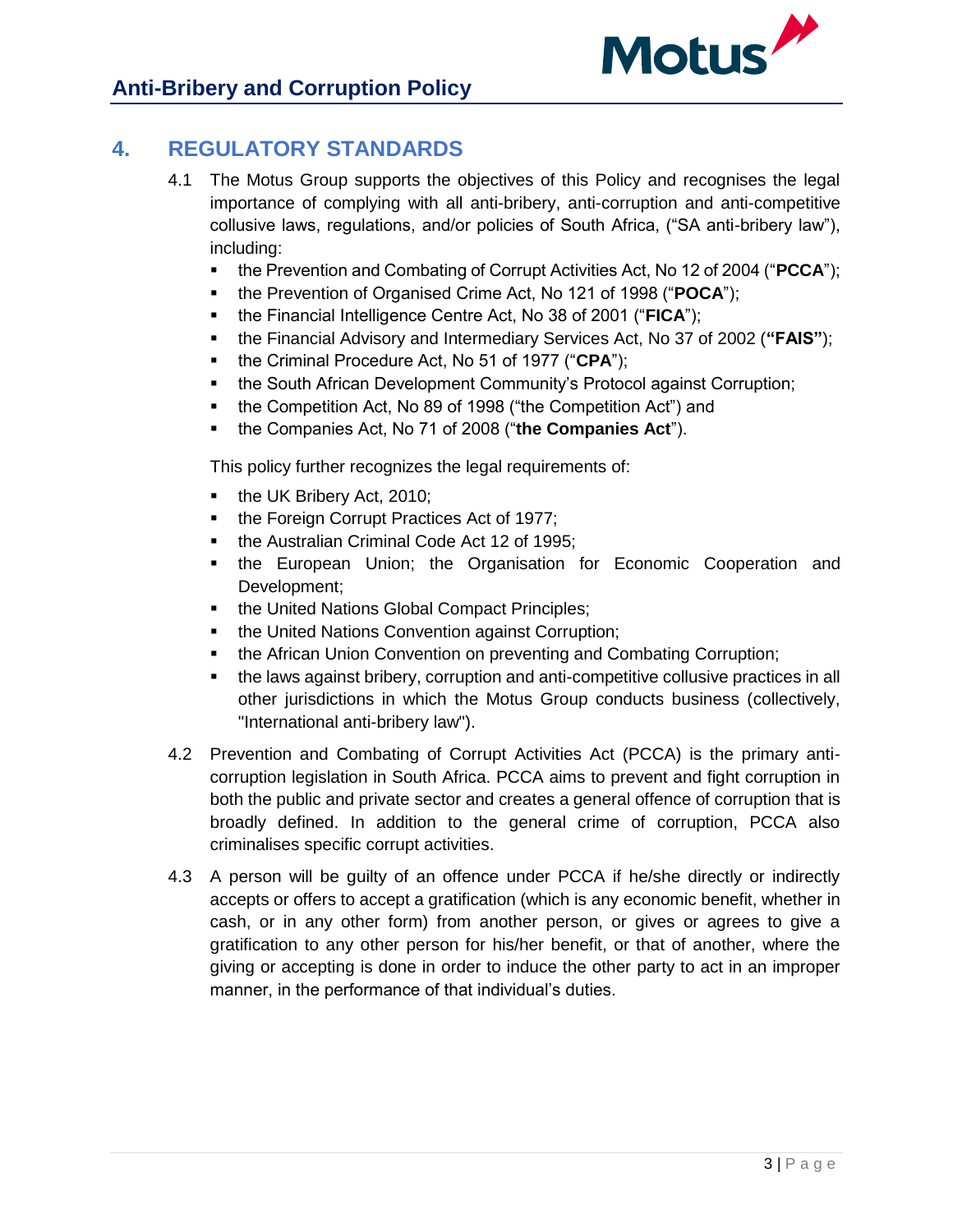## 4. REGULATORY STANDARDS

4.1 The Motus Group supports the objectives of this Policy and recognises the legal importance of complying with all anti-bribery, anti-corruption and anti-competitive collusive laws, regulations, and/or policies of South Africa, ("SA anti-bribery law"), including:

- the Prevention and Combating of Corrupt Activities Act, No 12 of 2004 ("**PCCA**");
- the Prevention of Organised Crime Act, No 121 of 1998 ("**POCA**");
- the Financial Intelligence Centre Act, No 38 of 2001 ("**FICA**");
- the Financial Advisory and Intermediary Services Act, No 37 of 2002 (**"FAIS"**);
- the Criminal Procedure Act, No 51 of 1977 ("**CPA**");
- the South African Development Community's Protocol against Corruption;
- the Competition Act, No 89 of 1998 ("the Competition Act") and
- the Companies Act, No 71 of 2008 ("**the Companies Act**").

This policy further recognizes the legal requirements of:

- the UK Bribery Act, 2010;
- the Foreign Corrupt Practices Act of 1977;
- the Australian Criminal Code Act 12 of 1995;
- the European Union; the Organisation for Economic Cooperation and Development;
- the United Nations Global Compact Principles;
- the United Nations Convention against Corruption;
- the African Union Convention on preventing and Combating Corruption;
- the laws against bribery, corruption and anti-competitive collusive practices in all other jurisdictions in which the Motus Group conducts business (collectively, "International anti-bribery law").

4.2 Prevention and Combating of Corrupt Activities Act (PCCA) is the primary anti-corruption legislation in South Africa. PCCA aims to prevent and fight corruption in both the public and private sector and creates a general offence of corruption that is broadly defined. In addition to the general crime of corruption, PCCA also criminalises specific corrupt activities.

4.3 A person will be guilty of an offence under PCCA if he/she directly or indirectly accepts or offers to accept a gratification (which is any economic benefit, whether in cash, or in any other form) from another person, or gives or agrees to give a gratification to any other person for his/her benefit, or that of another, where the giving or accepting is done in order to induce the other party to act in an improper manner, in the performance of that individual's duties.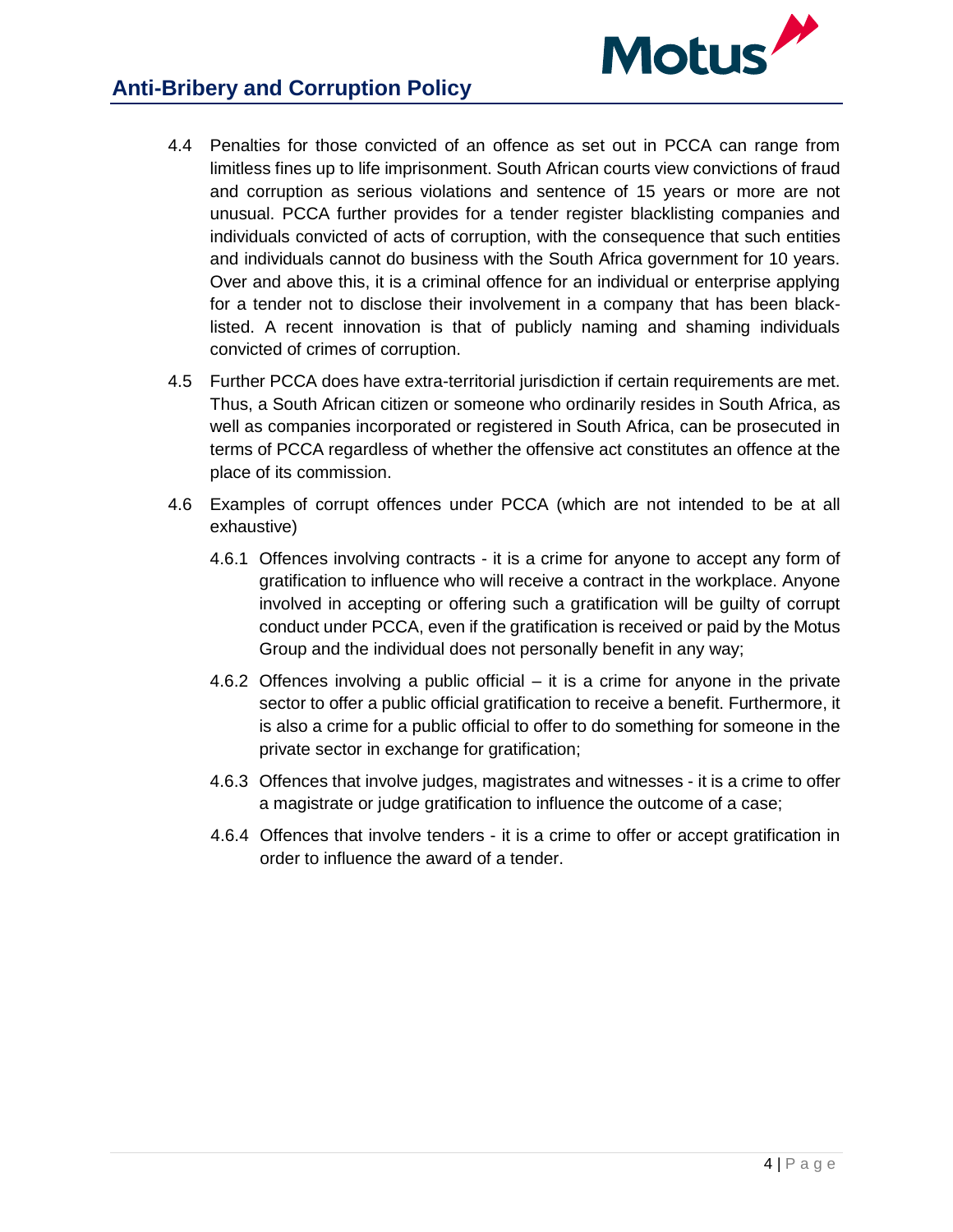4.4 Penalties for those convicted of an offence as set out in PCCA can range from limitless fines up to life imprisonment. South African courts view convictions of fraud and corruption as serious violations and sentence of 15 years or more are not unusual. PCCA further provides for a tender register blacklisting companies and individuals convicted of acts of corruption, with the consequence that such entities and individuals cannot do business with the South Africa government for 10 years. Over and above this, it is a criminal offence for an individual or enterprise applying for a tender not to disclose their involvement in a company that has been black-listed. A recent innovation is that of publicly naming and shaming individuals convicted of crimes of corruption.

4.5 Further PCCA does have extra-territorial jurisdiction if certain requirements are met. Thus, a South African citizen or someone who ordinarily resides in South Africa, as well as companies incorporated or registered in South Africa, can be prosecuted in terms of PCCA regardless of whether the offensive act constitutes an offence at the place of its commission.

4.6 Examples of corrupt offences under PCCA (which are not intended to be at all exhaustive)

4.6.1 Offences involving contracts - it is a crime for anyone to accept any form of gratification to influence who will receive a contract in the workplace. Anyone involved in accepting or offering such a gratification will be guilty of corrupt conduct under PCCA, even if the gratification is received or paid by the Motus Group and the individual does not personally benefit in any way;

4.6.2 Offences involving a public official – it is a crime for anyone in the private sector to offer a public official gratification to receive a benefit. Furthermore, it is also a crime for a public official to offer to do something for someone in the private sector in exchange for gratification;

4.6.3 Offences that involve judges, magistrates and witnesses - it is a crime to offer a magistrate or judge gratification to influence the outcome of a case;

4.6.4 Offences that involve tenders - it is a crime to offer or accept gratification in order to influence the award of a tender.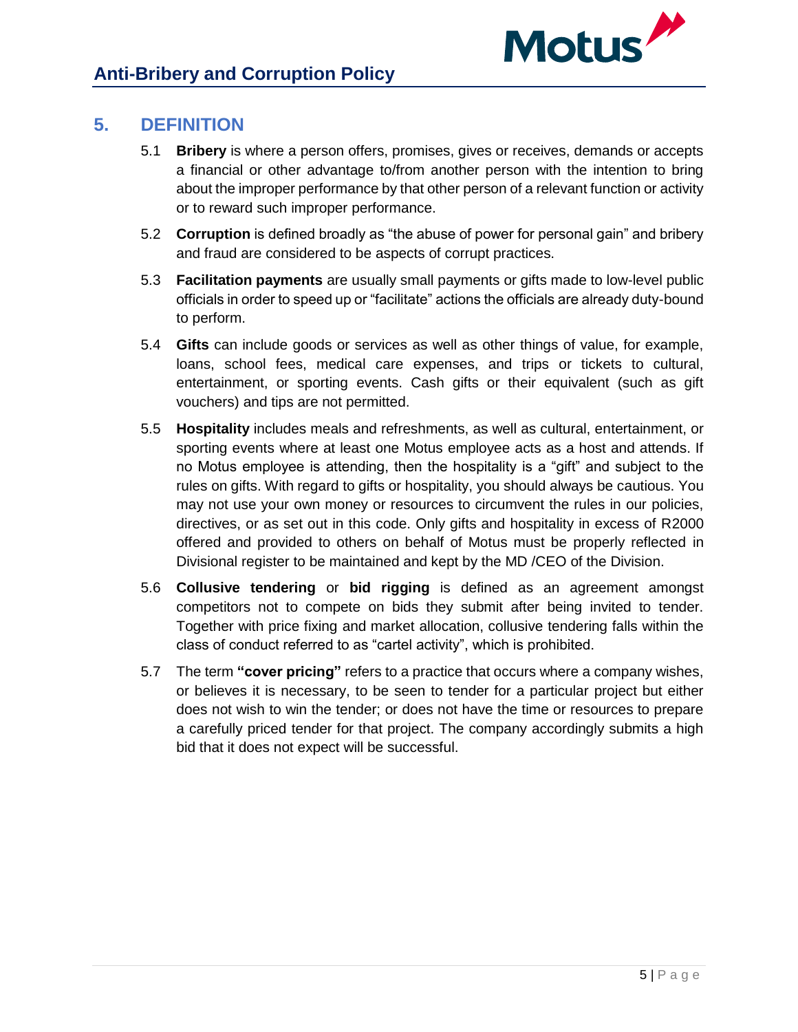## 5. DEFINITION

5.1 **Bribery** is where a person offers, promises, gives or receives, demands or accepts a financial or other advantage to/from another person with the intention to bring about the improper performance by that other person of a relevant function or activity or to reward such improper performance.

5.2 **Corruption** is defined broadly as "the abuse of power for personal gain" and bribery and fraud are considered to be aspects of corrupt practices.

5.3 **Facilitation payments** are usually small payments or gifts made to low-level public officials in order to speed up or "facilitate" actions the officials are already duty-bound to perform.

5.4 **Gifts** can include goods or services as well as other things of value, for example, loans, school fees, medical care expenses, and trips or tickets to cultural, entertainment, or sporting events. Cash gifts or their equivalent (such as gift vouchers) and tips are not permitted.

5.5 **Hospitality** includes meals and refreshments, as well as cultural, entertainment, or sporting events where at least one Motus employee acts as a host and attends. If no Motus employee is attending, then the hospitality is a "gift" and subject to the rules on gifts. With regard to gifts or hospitality, you should always be cautious. You may not use your own money or resources to circumvent the rules in our policies, directives, or as set out in this code. Only gifts and hospitality in excess of R2000 offered and provided to others on behalf of Motus must be properly reflected in Divisional register to be maintained and kept by the MD /CEO of the Division.

5.6 **Collusive tendering** or **bid rigging** is defined as an agreement amongst competitors not to compete on bids they submit after being invited to tender. Together with price fixing and market allocation, collusive tendering falls within the class of conduct referred to as "cartel activity", which is prohibited.

5.7 The term **"cover pricing"** refers to a practice that occurs where a company wishes, or believes it is necessary, to be seen to tender for a particular project but either does not wish to win the tender; or does not have the time or resources to prepare a carefully priced tender for that project. The company accordingly submits a high bid that it does not expect will be successful.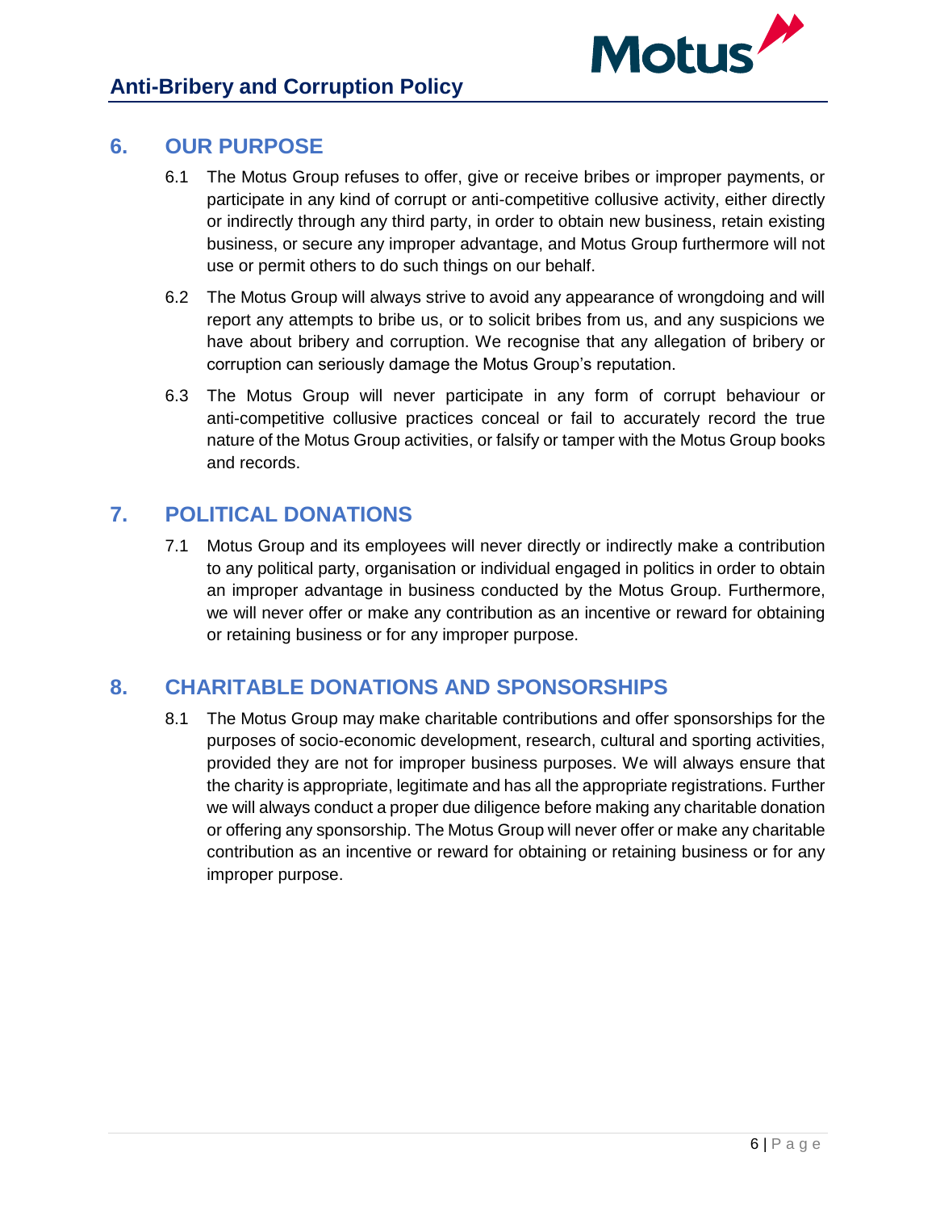## 6. OUR PURPOSE

6.1 The Motus Group refuses to offer, give or receive bribes or improper payments, or participate in any kind of corrupt or anti-competitive collusive activity, either directly or indirectly through any third party, in order to obtain new business, retain existing business, or secure any improper advantage, and Motus Group furthermore will not use or permit others to do such things on our behalf.

6.2 The Motus Group will always strive to avoid any appearance of wrongdoing and will report any attempts to bribe us, or to solicit bribes from us, and any suspicions we have about bribery and corruption. We recognise that any allegation of bribery or corruption can seriously damage the Motus Group's reputation.

6.3 The Motus Group will never participate in any form of corrupt behaviour or anti-competitive collusive practices conceal or fail to accurately record the true nature of the Motus Group activities, or falsify or tamper with the Motus Group books and records.

## 7. POLITICAL DONATIONS

7.1 Motus Group and its employees will never directly or indirectly make a contribution to any political party, organisation or individual engaged in politics in order to obtain an improper advantage in business conducted by the Motus Group. Furthermore, we will never offer or make any contribution as an incentive or reward for obtaining or retaining business or for any improper purpose.

## 8. CHARITABLE DONATIONS AND SPONSORSHIPS

8.1 The Motus Group may make charitable contributions and offer sponsorships for the purposes of socio-economic development, research, cultural and sporting activities, provided they are not for improper business purposes. We will always ensure that the charity is appropriate, legitimate and has all the appropriate registrations. Further we will always conduct a proper due diligence before making any charitable donation or offering any sponsorship. The Motus Group will never offer or make any charitable contribution as an incentive or reward for obtaining or retaining business or for any improper purpose.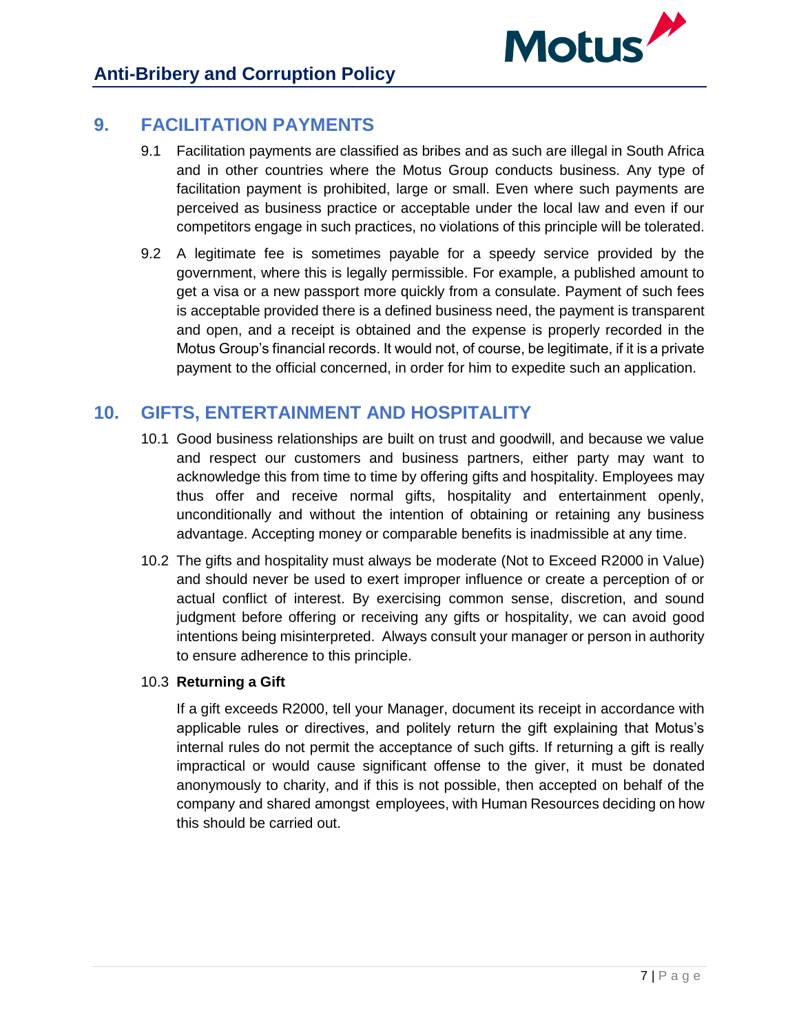## 9. FACILITATION PAYMENTS

9.1 Facilitation payments are classified as bribes and as such are illegal in South Africa and in other countries where the Motus Group conducts business. Any type of facilitation payment is prohibited, large or small. Even where such payments are perceived as business practice or acceptable under the local law and even if our competitors engage in such practices, no violations of this principle will be tolerated.

9.2 A legitimate fee is sometimes payable for a speedy service provided by the government, where this is legally permissible. For example, a published amount to get a visa or a new passport more quickly from a consulate. Payment of such fees is acceptable provided there is a defined business need, the payment is transparent and open, and a receipt is obtained and the expense is properly recorded in the Motus Group's financial records. It would not, of course, be legitimate, if it is a private payment to the official concerned, in order for him to expedite such an application.

## 10. GIFTS, ENTERTAINMENT AND HOSPITALITY

10.1 Good business relationships are built on trust and goodwill, and because we value and respect our customers and business partners, either party may want to acknowledge this from time to time by offering gifts and hospitality. Employees may thus offer and receive normal gifts, hospitality and entertainment openly, unconditionally and without the intention of obtaining or retaining any business advantage. Accepting money or comparable benefits is inadmissible at any time.

10.2 The gifts and hospitality must always be moderate (Not to Exceed R2000 in Value) and should never be used to exert improper influence or create a perception of or actual conflict of interest. By exercising common sense, discretion, and sound judgment before offering or receiving any gifts or hospitality, we can avoid good intentions being misinterpreted. Always consult your manager or person in authority to ensure adherence to this principle.

10.3 **Returning a Gift**

If a gift exceeds R2000, tell your Manager, document its receipt in accordance with applicable rules or directives, and politely return the gift explaining that Motus's internal rules do not permit the acceptance of such gifts. If returning a gift is really impractical or would cause significant offense to the giver, it must be donated anonymously to charity, and if this is not possible, then accepted on behalf of the company and shared amongst employees, with Human Resources deciding on how this should be carried out.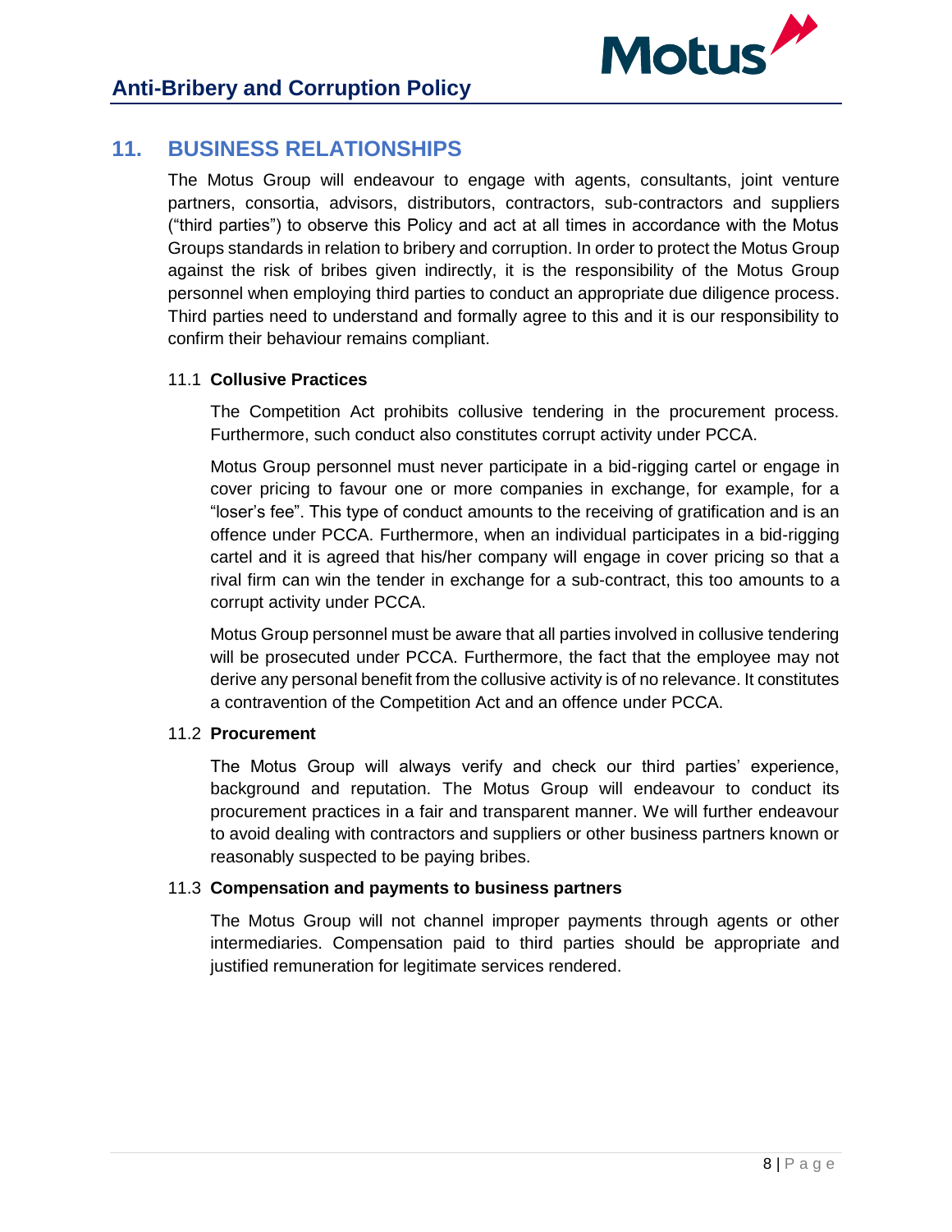## 11. BUSINESS RELATIONSHIPS

The Motus Group will endeavour to engage with agents, consultants, joint venture partners, consortia, advisors, distributors, contractors, sub-contractors and suppliers ("third parties") to observe this Policy and act at all times in accordance with the Motus Groups standards in relation to bribery and corruption. In order to protect the Motus Group against the risk of bribes given indirectly, it is the responsibility of the Motus Group personnel when employing third parties to conduct an appropriate due diligence process. Third parties need to understand and formally agree to this and it is our responsibility to confirm their behaviour remains compliant.

### 11.1 Collusive Practices

The Competition Act prohibits collusive tendering in the procurement process. Furthermore, such conduct also constitutes corrupt activity under PCCA.

Motus Group personnel must never participate in a bid-rigging cartel or engage in cover pricing to favour one or more companies in exchange, for example, for a "loser's fee". This type of conduct amounts to the receiving of gratification and is an offence under PCCA. Furthermore, when an individual participates in a bid-rigging cartel and it is agreed that his/her company will engage in cover pricing so that a rival firm can win the tender in exchange for a sub-contract, this too amounts to a corrupt activity under PCCA.

Motus Group personnel must be aware that all parties involved in collusive tendering will be prosecuted under PCCA. Furthermore, the fact that the employee may not derive any personal benefit from the collusive activity is of no relevance. It constitutes a contravention of the Competition Act and an offence under PCCA.

### 11.2 Procurement

The Motus Group will always verify and check our third parties' experience, background and reputation. The Motus Group will endeavour to conduct its procurement practices in a fair and transparent manner. We will further endeavour to avoid dealing with contractors and suppliers or other business partners known or reasonably suspected to be paying bribes.

### 11.3 Compensation and payments to business partners

The Motus Group will not channel improper payments through agents or other intermediaries. Compensation paid to third parties should be appropriate and justified remuneration for legitimate services rendered.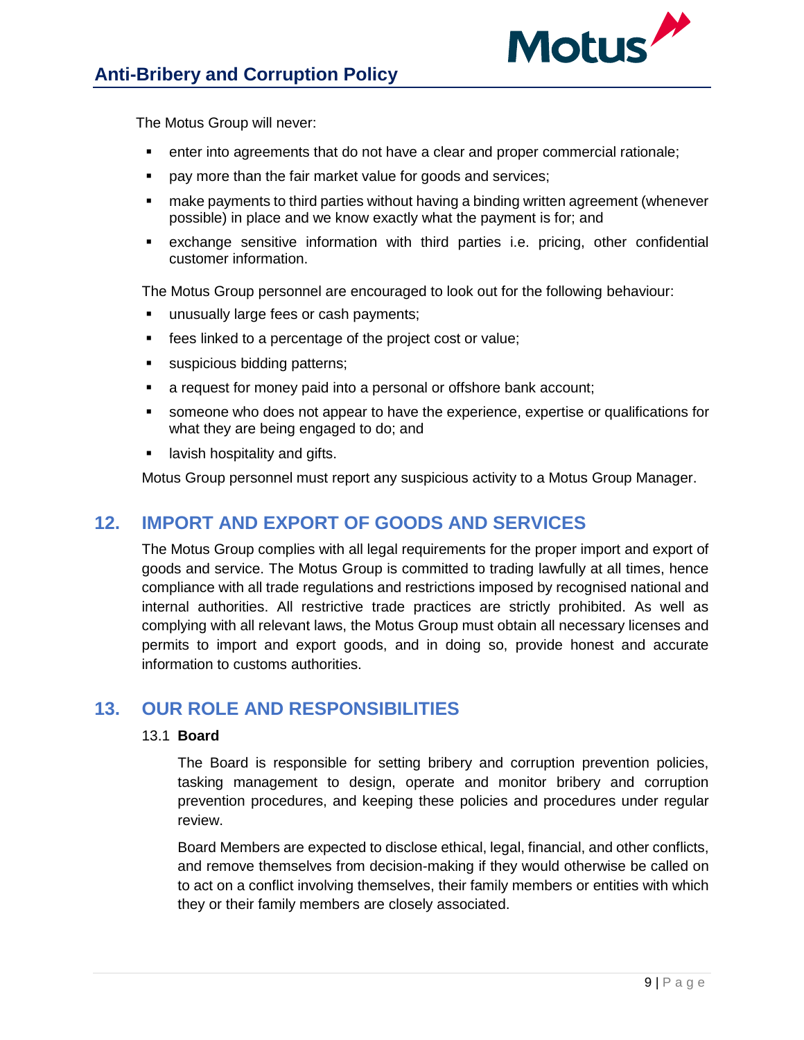The Motus Group will never:

- enter into agreements that do not have a clear and proper commercial rationale;
- pay more than the fair market value for goods and services;
- make payments to third parties without having a binding written agreement (whenever possible) in place and we know exactly what the payment is for; and
- exchange sensitive information with third parties i.e. pricing, other confidential customer information.

The Motus Group personnel are encouraged to look out for the following behaviour:

- unusually large fees or cash payments;
- fees linked to a percentage of the project cost or value;
- suspicious bidding patterns;
- a request for money paid into a personal or offshore bank account;
- someone who does not appear to have the experience, expertise or qualifications for what they are being engaged to do; and
- lavish hospitality and gifts.

Motus Group personnel must report any suspicious activity to a Motus Group Manager.

## 12. IMPORT AND EXPORT OF GOODS AND SERVICES

The Motus Group complies with all legal requirements for the proper import and export of goods and service. The Motus Group is committed to trading lawfully at all times, hence compliance with all trade regulations and restrictions imposed by recognised national and internal authorities. All restrictive trade practices are strictly prohibited. As well as complying with all relevant laws, the Motus Group must obtain all necessary licenses and permits to import and export goods, and in doing so, provide honest and accurate information to customs authorities.

## 13. OUR ROLE AND RESPONSIBILITIES

### 13.1 Board

The Board is responsible for setting bribery and corruption prevention policies, tasking management to design, operate and monitor bribery and corruption prevention procedures, and keeping these policies and procedures under regular review.

Board Members are expected to disclose ethical, legal, financial, and other conflicts, and remove themselves from decision-making if they would otherwise be called on to act on a conflict involving themselves, their family members or entities with which they or their family members are closely associated.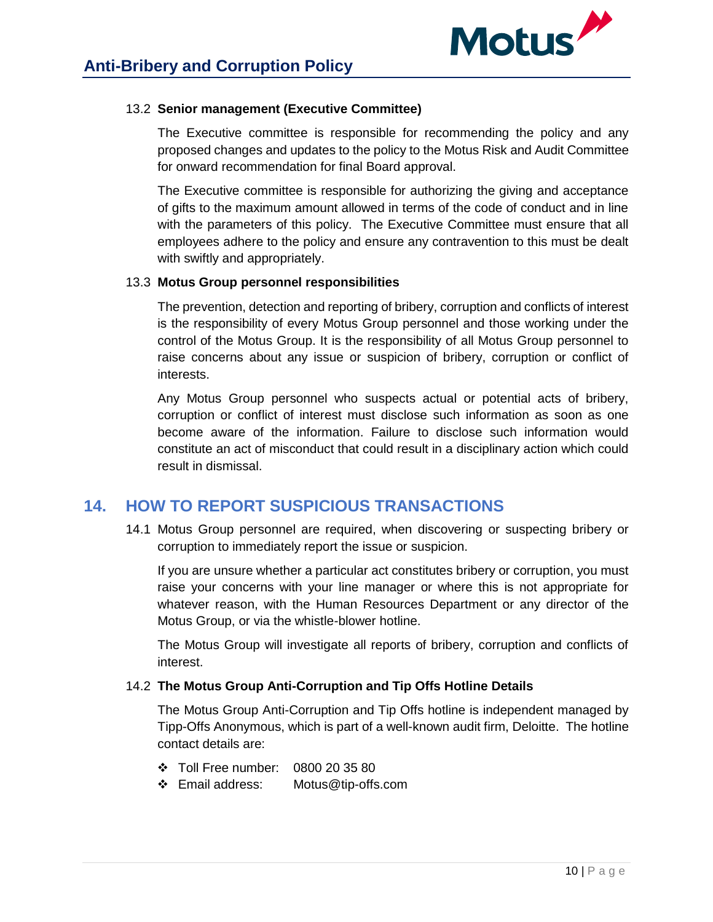### 13.2 Senior management (Executive Committee)

The Executive committee is responsible for recommending the policy and any proposed changes and updates to the policy to the Motus Risk and Audit Committee for onward recommendation for final Board approval.

The Executive committee is responsible for authorizing the giving and acceptance of gifts to the maximum amount allowed in terms of the code of conduct and in line with the parameters of this policy. The Executive Committee must ensure that all employees adhere to the policy and ensure any contravention to this must be dealt with swiftly and appropriately.

### 13.3 Motus Group personnel responsibilities

The prevention, detection and reporting of bribery, corruption and conflicts of interest is the responsibility of every Motus Group personnel and those working under the control of the Motus Group. It is the responsibility of all Motus Group personnel to raise concerns about any issue or suspicion of bribery, corruption or conflict of interests.

Any Motus Group personnel who suspects actual or potential acts of bribery, corruption or conflict of interest must disclose such information as soon as one become aware of the information. Failure to disclose such information would constitute an act of misconduct that could result in a disciplinary action which could result in dismissal.

## 14. HOW TO REPORT SUSPICIOUS TRANSACTIONS

14.1 Motus Group personnel are required, when discovering or suspecting bribery or corruption to immediately report the issue or suspicion.

If you are unsure whether a particular act constitutes bribery or corruption, you must raise your concerns with your line manager or where this is not appropriate for whatever reason, with the Human Resources Department or any director of the Motus Group, or via the whistle-blower hotline.

The Motus Group will investigate all reports of bribery, corruption and conflicts of interest.

### 14.2 The Motus Group Anti-Corruption and Tip Offs Hotline Details

The Motus Group Anti-Corruption and Tip Offs hotline is independent managed by Tipp-Offs Anonymous, which is part of a well-known audit firm, Deloitte. The hotline contact details are:

- Toll Free number: 0800 20 35 80
- Email address: Motus@tip-offs.com